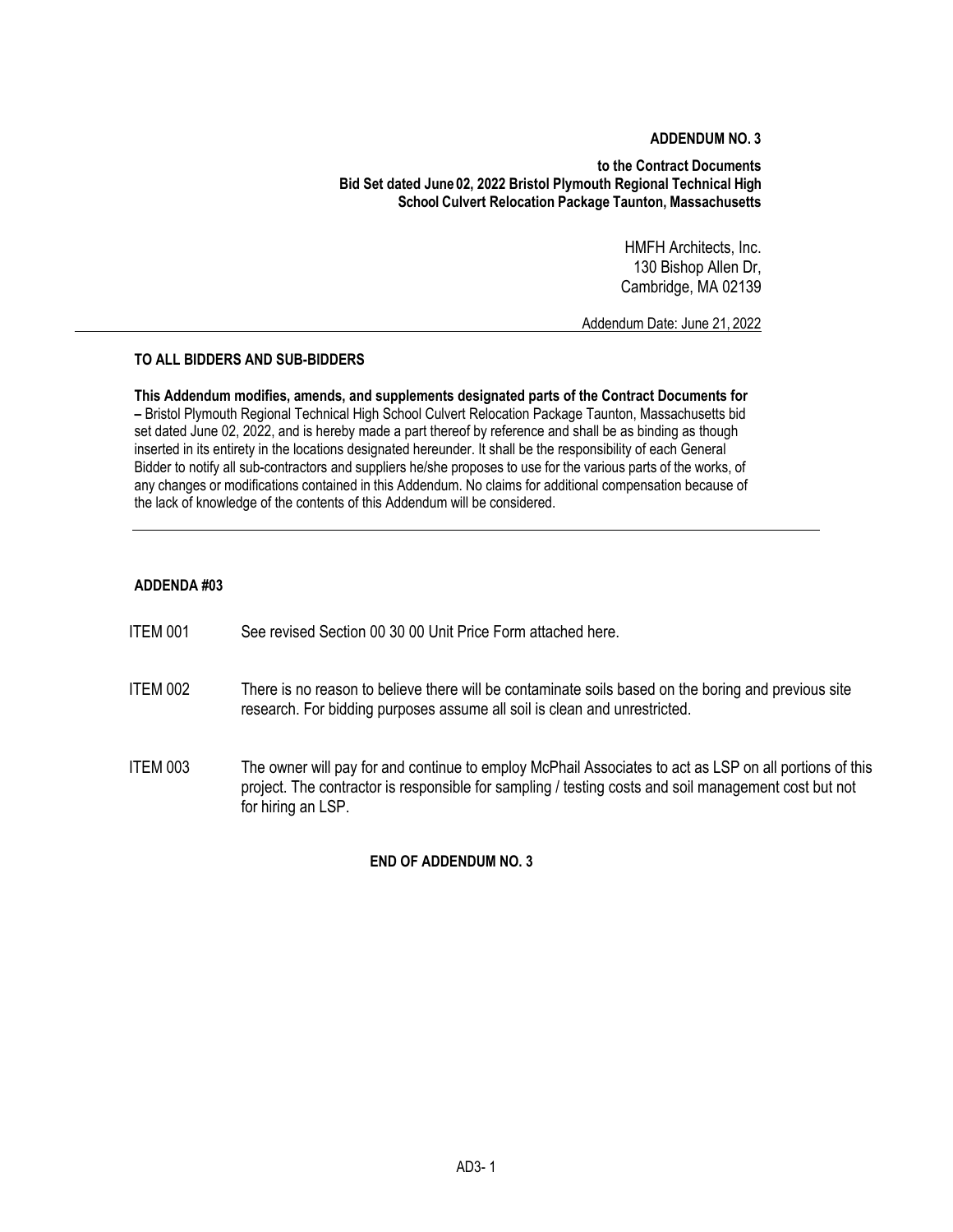**ADDENDUM NO. 3**

**to the Contract Documents**
**Bid Set dated June 02, 2022 Bristol Plymouth Regional Technical High School Culvert Relocation Package Taunton, Massachusetts**

HMFH Architects, Inc.
130 Bishop Allen Dr,
Cambridge, MA 02139

Addendum Date: June 21, 2022

---

**TO ALL BIDDERS AND SUB-BIDDERS**

**This Addendum modifies, amends, and supplements designated parts of the Contract Documents for –** Bristol Plymouth Regional Technical High School Culvert Relocation Package Taunton, Massachusetts bid set dated June 02, 2022, and is hereby made a part thereof by reference and shall be as binding as though inserted in its entirety in the locations designated hereunder. It shall be the responsibility of each General Bidder to notify all sub-contractors and suppliers he/she proposes to use for the various parts of the works, of any changes or modifications contained in this Addendum. No claims for additional compensation because of the lack of knowledge of the contents of this Addendum will be considered.

---

**ADDENDA #03**

ITEM 001 See revised Section 00 30 00 Unit Price Form attached here.

ITEM 002 There is no reason to believe there will be contaminate soils based on the boring and previous site research. For bidding purposes assume all soil is clean and unrestricted.

ITEM 003 The owner will pay for and continue to employ McPhail Associates to act as LSP on all portions of this project. The contractor is responsible for sampling / testing costs and soil management cost but not for hiring an LSP.

**END OF ADDENDUM NO. 3**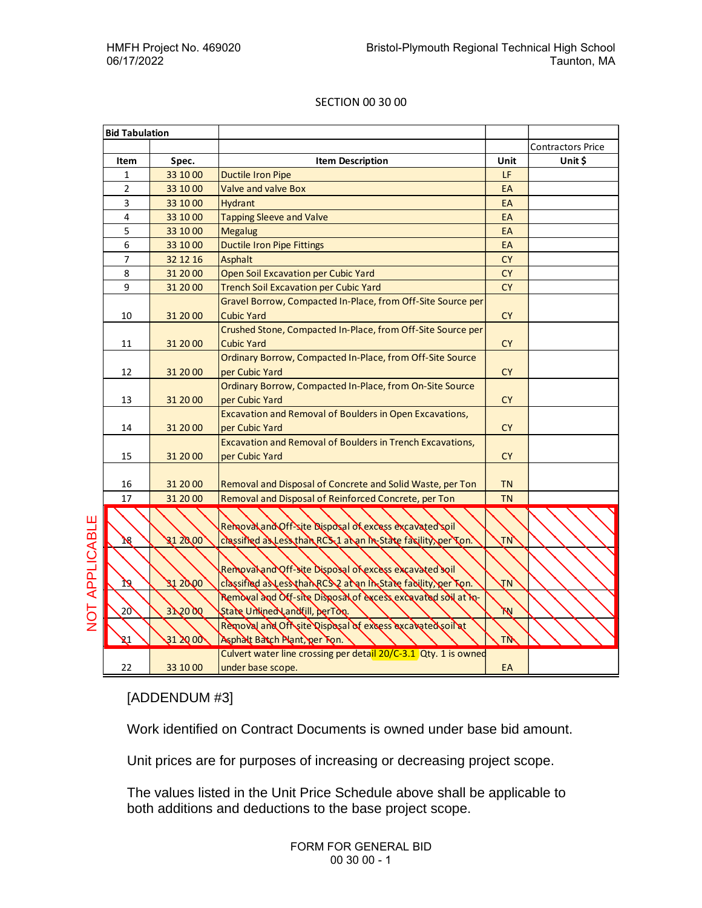SECTION 00 30 00

| Bid Tabulation | | | | |
|---|---|---|---|---|
| | | | | Contractors Price |
| Item | Spec. | Item Description | Unit | Unit $ |
| 1 | 33 10 00 | Ductile Iron Pipe | LF | |
| 2 | 33 10 00 | Valve and valve Box | EA | |
| 3 | 33 10 00 | Hydrant | EA | |
| 4 | 33 10 00 | Tapping Sleeve and Valve | EA | |
| 5 | 33 10 00 | Megalug | EA | |
| 6 | 33 10 00 | Ductile Iron Pipe Fittings | EA | |
| 7 | 32 12 16 | Asphalt | CY | |
| 8 | 31 20 00 | Open Soil Excavation per Cubic Yard | CY | |
| 9 | 31 20 00 | Trench Soil Excavation per Cubic Yard | CY | |
| 10 | 31 20 00 | Gravel Borrow, Compacted In-Place, from Off-Site Source per Cubic Yard | CY | |
| 11 | 31 20 00 | Crushed Stone, Compacted In-Place, from Off-Site Source per Cubic Yard | CY | |
| 12 | 31 20 00 | Ordinary Borrow, Compacted In-Place, from Off-Site Source per Cubic Yard | CY | |
| 13 | 31 20 00 | Ordinary Borrow, Compacted In-Place, from On-Site Source per Cubic Yard | CY | |
| 14 | 31 20 00 | Excavation and Removal of Boulders in Open Excavations, per Cubic Yard | CY | |
| 15 | 31 20 00 | Excavation and Removal of Boulders in Trench Excavations, per Cubic Yard | CY | |
| 16 | 31 20 00 | Removal and Disposal of Concrete and Solid Waste, per Ton | TN | |
| 17 | 31 20 00 | Removal and Disposal of Reinforced Concrete, per Ton | TN | |
| 18 | 31 20 00 | Removal and Off-site Disposal of excess excavated soil classified as Less than RCS-1 at an In-State facility, per Ton. | TN | |
| 19 | 31 20 00 | Removal and Off-site Disposal of excess excavated soil classified as Less than RCS-2 at an In-State facility, per Ton. | TN | |
| 20 | 31 20 00 | Removal and Off-site Disposal of excess excavated soil at In-State Unlined Landfill, perTon. | TN | |
| 21 | 31 20 00 | Removal and Off-site Disposal of excess excavated soil at Asphalt Batch Plant, per Ton. | TN | |
| 22 | 33 10 00 | Culvert water line crossing per detail 20/C-3.1 Qty. 1 is owned under base scope. | EA | |

NOT APPLICABLE (Items 18–21)

[ADDENDUM #3]

Work identified on Contract Documents is owned under base bid amount.

Unit prices are for purposes of increasing or decreasing project scope.

The values listed in the Unit Price Schedule above shall be applicable to both additions and deductions to the base project scope.